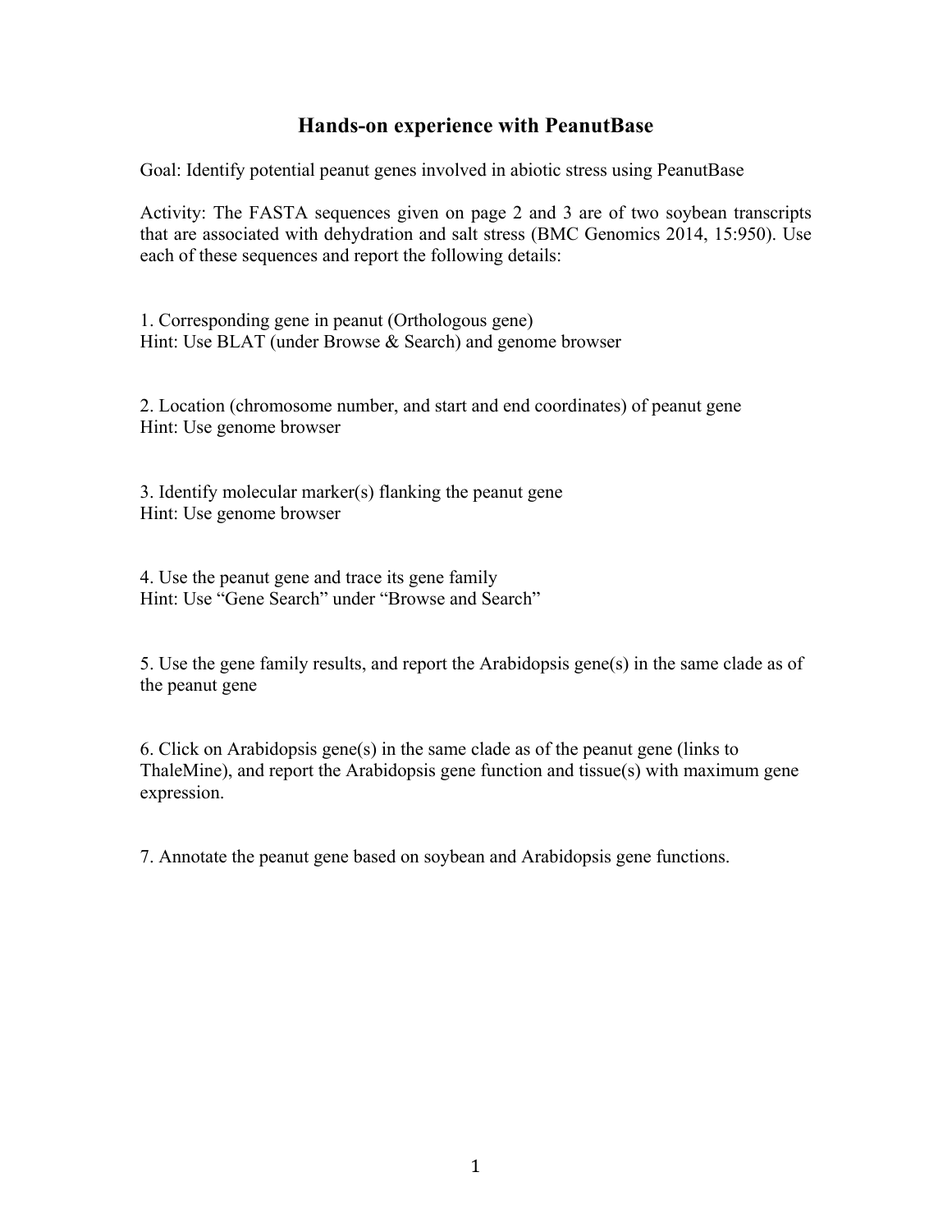# Hands-on experience with PeanutBase

Goal: Identify potential peanut genes involved in abiotic stress using PeanutBase

Activity: The FASTA sequences given on page 2 and 3 are of two soybean transcripts that are associated with dehydration and salt stress (BMC Genomics 2014, 15:950). Use each of these sequences and report the following details:

1. Corresponding gene in peanut (Orthologous gene)
Hint: Use BLAT (under Browse & Search) and genome browser

2. Location (chromosome number, and start and end coordinates) of peanut gene
Hint: Use genome browser

3. Identify molecular marker(s) flanking the peanut gene
Hint: Use genome browser

4. Use the peanut gene and trace its gene family
Hint: Use "Gene Search" under "Browse and Search"

5. Use the gene family results, and report the Arabidopsis gene(s) in the same clade as of the peanut gene

6. Click on Arabidopsis gene(s) in the same clade as of the peanut gene (links to ThaleMine), and report the Arabidopsis gene function and tissue(s) with maximum gene expression.

7. Annotate the peanut gene based on soybean and Arabidopsis gene functions.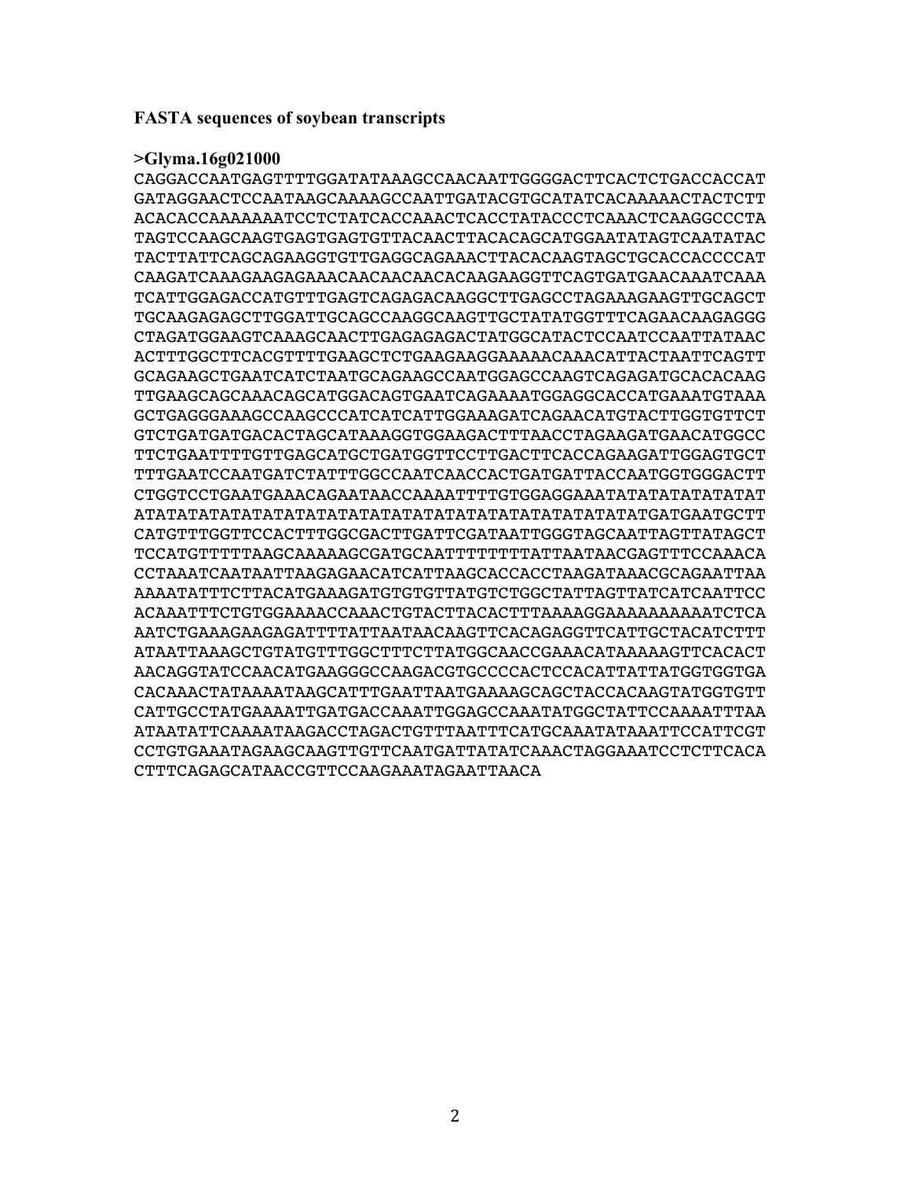**FASTA sequences of soybean transcripts**

**>Glyma.16g021000**

```
CAGGACCAATGAGTTTTGGATATAAAGCCAACAATTGGGGACTTCACTCTGACCACCAT
GATAGGAACTCCAATAAGCAAAAGCCAATTGATACGTGCATATCACAAAAACTACTCTT
ACACACCAAAAAAATCCTCTATCACCAAACTCACCTATACCCTCAAACTCAAGGCCCTA
TAGTCCAAGCAAGTGAGTGAGTGTTACAACTTACACAGCATGGAATATAGTCAATATAC
TACTTATTCAGCAGAAGGTGTTGAGGCAGAAACTTACACAAGTAGCTGCACCACCCCAT
CAAGATCAAAGAAGAGAAACAACAACAACACAAGAAGGTTCAGTGATGAACAAATCAAA
TCATTGGAGACCATGTTTGAGTCAGAGACAAGGCTTGAGCCTAGAAAGAAGTTGCAGCT
TGCAAGAGAGCTTGGATTGCAGCCAAGGCAAGTTGCTATATGGTTTCAGAACAAGAGGG
CTAGATGGAAGTCAAAGCAACTTGAGAGAGACTATGGCATACTCCAATCCAATTATAAC
ACTTTGGCTTCACGTTTTGAAGCTCTGAAGAAGGAAAAACAAACATTACTAATTCAGTT
GCAGAAGCTGAATCATCTAATGCAGAAGCCAATGGAGCCAAGTCAGAGATGCACACAAG
TTGAAGCAGCAAACAGCATGGACAGTGAATCAGAAAATGGAGGCACCATGAAATGTAAA
GCTGAGGGAAAGCCAAGCCCATCATCATTGGAAAGATCAGAACATGTACTTGGTGTTCT
GTCTGATGATGACACTAGCATAAAGGTGGAAGACTTTAACCTAGAAGATGAACATGGCC
TTCTGAATTTTGTTGAGCATGCTGATGGTTCCTTGACTTCACCAGAAGATTGGAGTGCT
TTTGAATCCAATGATCTATTTGGCCAATCAACCACTGATGATTACCAATGGTGGGACTT
CTGGTCCTGAATGAAACAGAATAACCAAAATTTTGTGGAGGAAATATATATATATATAT
ATATATATATATATATATATATATATATATATATATATATATATATATGATGAATGCTT
CATGTTTGGTTCCACTTTGGCGACTTGATTCGATAATTGGGTAGCAATTAGTTATAGCT
TCCATGTTTTTAAGCAAAAAGCGATGCAATTTTTTTTATTAATAACGAGTTTCCAAACA
CCTAAATCAATAATTAAGAGAACATCATTAAGCACCACCTAAGATAAACGCAGAATTAA
AAAATATTTCTTACATGAAAGATGTGTGTTATGTCTGGCTATTAGTTATCATCAATTCC
ACAAATTTCTGTGGAAAACCAAACTGTACTTACACTTTAAAAGGAAAAAAAAAATCTCA
AATCTGAAAGAAGAGATTTTATTAATAACAAGTTCACAGAGGTTCATTGCTACATCTTT
ATAATTAAAGCTGTATGTTTGGCTTTCTTATGGCAACCGAAACATAAAAAGTTCACACT
AACAGGTATCCAACATGAAGGGCCAAGACGTGCCCCACTCCACATTATTATGGTGGTGA
CACAAACTATAAAATAAGCATTTGAATTAATGAAAAGCAGCTACCACAAGTATGGTGTT
CATTGCCTATGAAAATTGATGACCAAATTGGAGCCAAATATGGCTATTCCAAAATTTAA
ATAATATTCAAAATAAGACCTAGACTGTTTAATTTCATGCAAATATAAATTCCATTCGT
CCTGTGAAATAGAAGCAAGTTGTTCAATGATTATATCAAACTAGGAAATCCTCTTCACA
CTTTCAGAGCATAACCGTTCCAAGAAATAGAATTAACA
```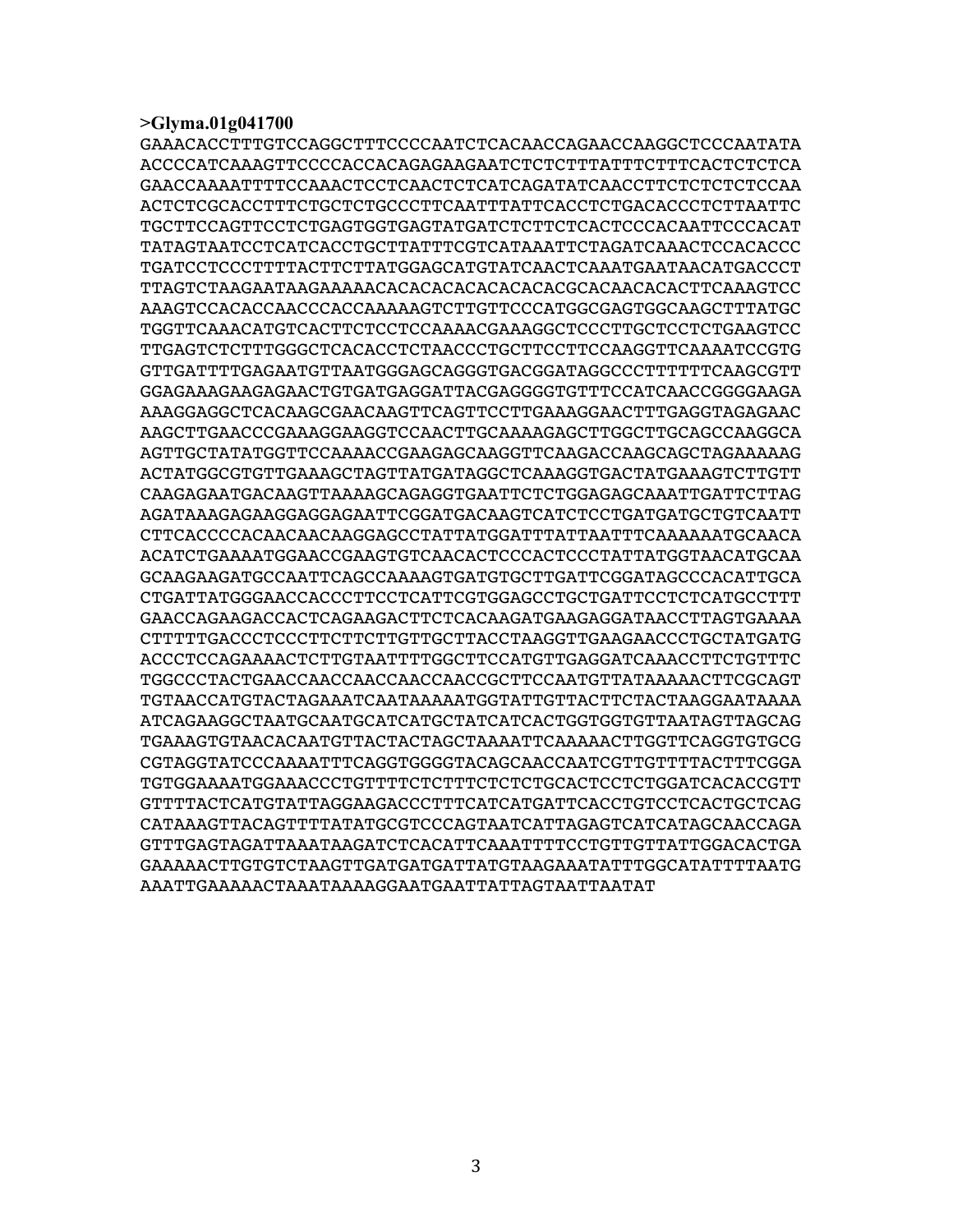**>Glyma.01g041700**

GAAACACCTTTGTCCAGGCTTTCCCCAATCTCACAACCAGAACCAAGGCTCCCAATATA
ACCCCATCAAAGTTCCCCACCACAGAGAAGAATCTCTCTTTATTTCTTTCACTCTCTCA
GAACCAAAATTTTCCAAACTCCTCAACTCTCATCAGATATCAACCTTCTCTCTCTCCAA
ACTCTCGCACCTTTCTGCTCTGCCCTTCAATTTATTCACCTCTGACACCCTCTTAATTC
TGCTTCCAGTTCCTCTGAGTGGTGAGTATGATCTCTTCTCACTCCCACAATTCCCACAT
TATAGTAATCCTCATCACCTGCTTATTTCGTCATAAATTCTAGATCAAACTCCACACCC
TGATCCTCCCTTTTACTTCTTATGGAGCATGTATCAACTCAAATGAATAACATGACCCT
TTAGTCTAAGAATAAGAAAAACACACACACACACACACGCACAACACACTTCAAAGTCC
AAAGTCCACACCAACCCACCAAAAAGTCTTGTTCCCATGGCGAGTGGCAAGCTTTATGC
TGGTTCAAACATGTCACTTCTCCTCCAAAACGAAAGGCTCCCTTGCTCCTCTGAAGTCC
TTGAGTCTCTTTGGGCTCACACCTCTAACCCTGCTTCCTTCCAAGGTTCAAAATCCGTG
GTTGATTTTGAGAATGTTAATGGGAGCAGGGTGACGGATAGGCCCTTTTTTCAAGCGTT
GGAGAAAGAAGAGAACTGTGATGAGGATTACGAGGGGTGTTTCCATCAACCGGGGAAGA
AAAGGAGGCTCACAAGCGAACAAGTTCAGTTCCTTGAAAGGAACTTTGAGGTAGAGAAC
AAGCTTGAACCCGAAAGGAAGGTCCAACTTGCAAAAGAGCTTGGCTTGCAGCCAAGGCA
AGTTGCTATATGGTTCCAAAACCGAAGAGCAAGGTTCAAGACCAAGCAGCTAGAAAAAG
ACTATGGCGTGTTGAAAGCTAGTTATGATAGGCTCAAAGGTGACTATGAAAGTCTTGTT
CAAGAGAATGACAAGTTAAAAGCAGAGGTGAATTCTCTGGAGAGCAAATTGATTCTTAG
AGATAAAGAGAAGGAGGAGAATTCGGATGACAAGTCATCTCCTGATGATGCTGTCAATT
CTTCACCCCACAACAACAAGGAGCCTATTATGGATTTATTAATTTCAAAAAATGCAACA
ACATCTGAAAATGGAACCGAAGTGTCAACACTCCCACTCCCTATTATGGTAACATGCAA
GCAAGAAGATGCCAATTCAGCCAAAAGTGATGTGCTTGATTCGGATAGCCCACATTGCA
CTGATTATGGGAACCACCCTTCCTCATTCGTGGAGCCTGCTGATTCCTCTCATGCCTTT
GAACCAGAAGACCACTCAGAAGACTTCTCACAAGATGAAGAGGATAACCTTAGTGAAAA
CTTTTTGACCCTCCCTTCTTCTTGTTGCTTACCTAAGGTTGAAGAACCCTGCTATGATG
ACCCTCCAGAAAACTCTTGTAATTTTGGCTTCCATGTTGAGGATCAAACCTTCTGTTTC
TGGCCCTACTGAACCAACCAACCAACCAACCGCTTCCAATGTTATAAAAACTTCGCAGT
TGTAACCATGTACTAGAAATCAATAAAAATGGTATTGTTACTTCTACTAAGGAATAAAA
ATCAGAAGGCTAATGCAATGCATCATGCTATCATCACTGGTGGTGTTAATAGTTAGCAG
TGAAAGTGTAACACAATGTTACTACTAGCTAAAATTCAAAAACTTGGTTCAGGTGTGCG
CGTAGGTATCCCAAAATTTCAGGTGGGGTACAGCAACCAATCGTTGTTTTACTTTCGGA
TGTGGAAAATGGAAACCCTGTTTTCTCTTTCTCTCTGCACTCCTCTGGATCACACCGTT
GTTTTACTCATGTATTAGGAAGACCCTTTCATCATGATTCACCTGTCCTCACTGCTCAG
CATAAAGTTACAGTTTTATATGCGTCCCAGTAATCATTAGAGTCATCATAGCAACCAGA
GTTTGAGTAGATTAAATAAGATCTCACATTCAAATTTTCCTGTTGTTATTGGACACTGA
GAAAAACTTGTGTCTAAGTTGATGATGATTATGTAAGAAATATTTGGCATATTTTAATG
AAATTGAAAAACTAAATAAAAGGAATGAATTATTAGTAATTAATAT